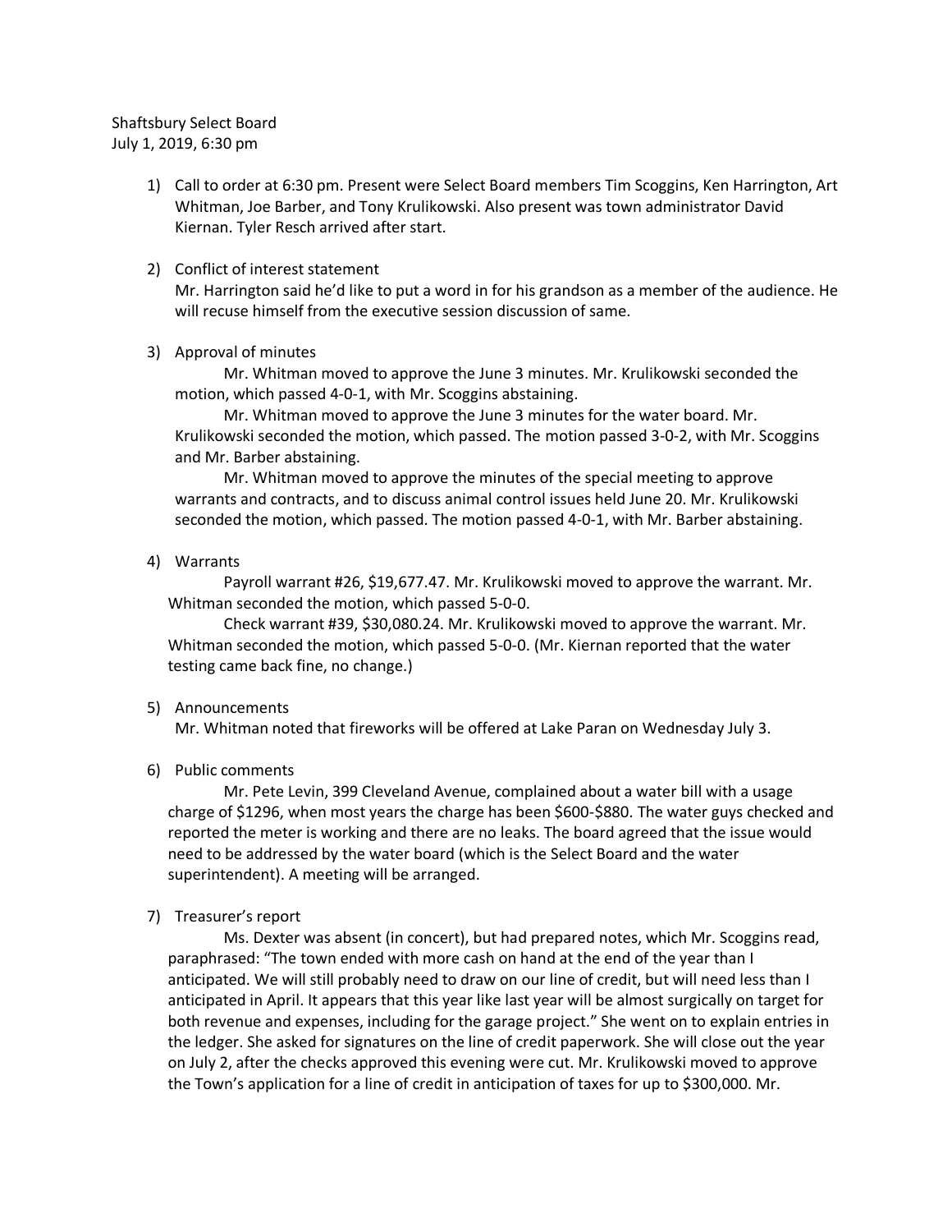Shaftsbury Select Board
July 1, 2019, 6:30 pm

1) Call to order at 6:30 pm. Present were Select Board members Tim Scoggins, Ken Harrington, Art Whitman, Joe Barber, and Tony Krulikowski. Also present was town administrator David Kiernan. Tyler Resch arrived after start.

2) Conflict of interest statement
   Mr. Harrington said he'd like to put a word in for his grandson as a member of the audience. He will recuse himself from the executive session discussion of same.

3) Approval of minutes
   Mr. Whitman moved to approve the June 3 minutes. Mr. Krulikowski seconded the motion, which passed 4-0-1, with Mr. Scoggins abstaining.
   Mr. Whitman moved to approve the June 3 minutes for the water board. Mr. Krulikowski seconded the motion, which passed. The motion passed 3-0-2, with Mr. Scoggins and Mr. Barber abstaining.
   Mr. Whitman moved to approve the minutes of the special meeting to approve warrants and contracts, and to discuss animal control issues held June 20. Mr. Krulikowski seconded the motion, which passed. The motion passed 4-0-1, with Mr. Barber abstaining.

4) Warrants
   Payroll warrant #26, $19,677.47. Mr. Krulikowski moved to approve the warrant. Mr. Whitman seconded the motion, which passed 5-0-0.
   Check warrant #39, $30,080.24. Mr. Krulikowski moved to approve the warrant. Mr. Whitman seconded the motion, which passed 5-0-0. (Mr. Kiernan reported that the water testing came back fine, no change.)

5) Announcements
   Mr. Whitman noted that fireworks will be offered at Lake Paran on Wednesday July 3.

6) Public comments
   Mr. Pete Levin, 399 Cleveland Avenue, complained about a water bill with a usage charge of $1296, when most years the charge has been $600-$880. The water guys checked and reported the meter is working and there are no leaks. The board agreed that the issue would need to be addressed by the water board (which is the Select Board and the water superintendent). A meeting will be arranged.

7) Treasurer's report
   Ms. Dexter was absent (in concert), but had prepared notes, which Mr. Scoggins read, paraphrased: "The town ended with more cash on hand at the end of the year than I anticipated. We will still probably need to draw on our line of credit, but will need less than I anticipated in April. It appears that this year like last year will be almost surgically on target for both revenue and expenses, including for the garage project." She went on to explain entries in the ledger. She asked for signatures on the line of credit paperwork. She will close out the year on July 2, after the checks approved this evening were cut. Mr. Krulikowski moved to approve the Town's application for a line of credit in anticipation of taxes for up to $300,000. Mr.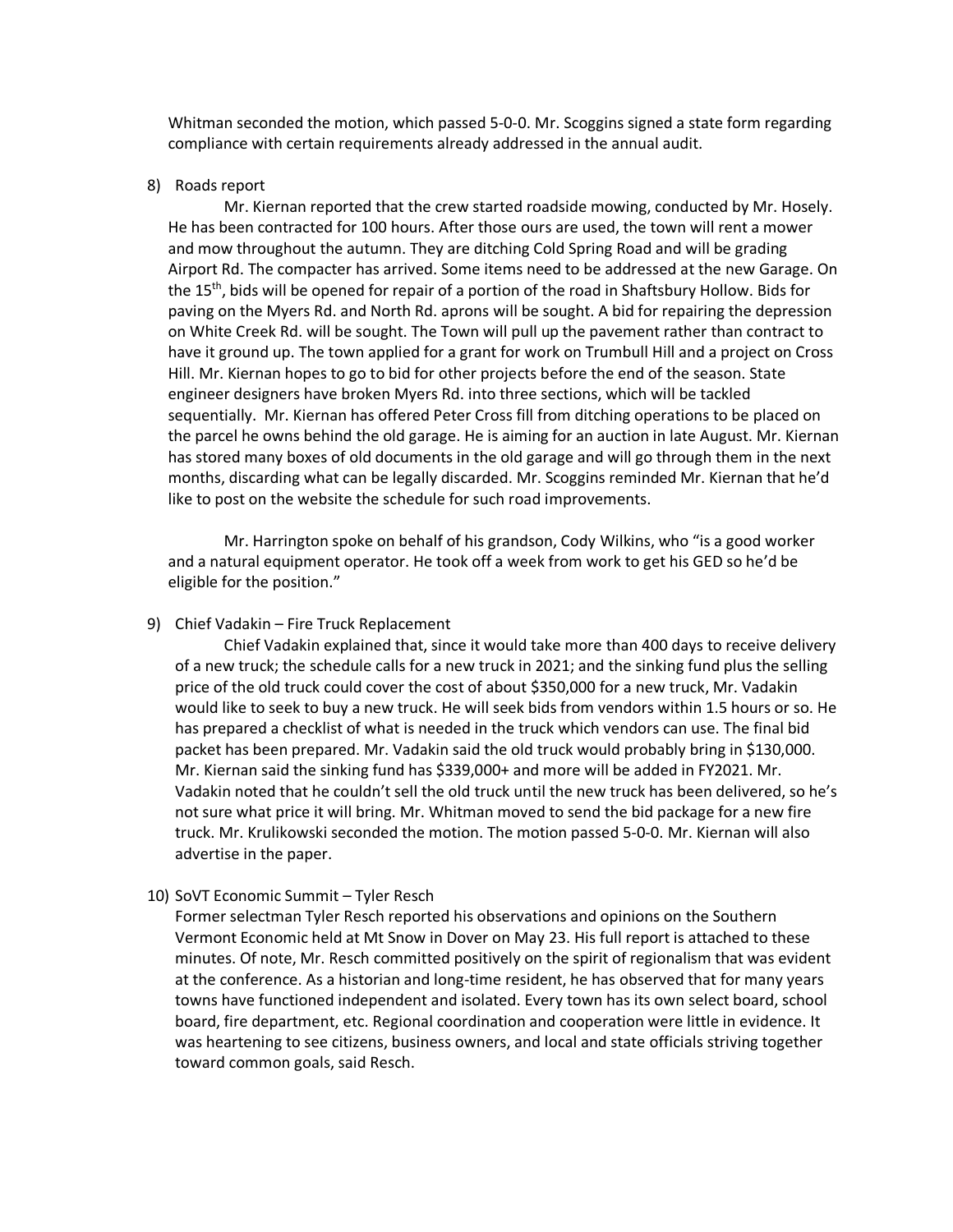Whitman seconded the motion, which passed 5-0-0. Mr. Scoggins signed a state form regarding compliance with certain requirements already addressed in the annual audit.

8) Roads report

Mr. Kiernan reported that the crew started roadside mowing, conducted by Mr. Hosely. He has been contracted for 100 hours. After those ours are used, the town will rent a mower and mow throughout the autumn. They are ditching Cold Spring Road and will be grading Airport Rd. The compacter has arrived. Some items need to be addressed at the new Garage. On the 15th, bids will be opened for repair of a portion of the road in Shaftsbury Hollow. Bids for paving on the Myers Rd. and North Rd. aprons will be sought. A bid for repairing the depression on White Creek Rd. will be sought. The Town will pull up the pavement rather than contract to have it ground up. The town applied for a grant for work on Trumbull Hill and a project on Cross Hill. Mr. Kiernan hopes to go to bid for other projects before the end of the season. State engineer designers have broken Myers Rd. into three sections, which will be tackled sequentially. Mr. Kiernan has offered Peter Cross fill from ditching operations to be placed on the parcel he owns behind the old garage. He is aiming for an auction in late August. Mr. Kiernan has stored many boxes of old documents in the old garage and will go through them in the next months, discarding what can be legally discarded. Mr. Scoggins reminded Mr. Kiernan that he'd like to post on the website the schedule for such road improvements.

Mr. Harrington spoke on behalf of his grandson, Cody Wilkins, who "is a good worker and a natural equipment operator. He took off a week from work to get his GED so he'd be eligible for the position."

9) Chief Vadakin – Fire Truck Replacement

Chief Vadakin explained that, since it would take more than 400 days to receive delivery of a new truck; the schedule calls for a new truck in 2021; and the sinking fund plus the selling price of the old truck could cover the cost of about $350,000 for a new truck, Mr. Vadakin would like to seek to buy a new truck. He will seek bids from vendors within 1.5 hours or so. He has prepared a checklist of what is needed in the truck which vendors can use. The final bid packet has been prepared. Mr. Vadakin said the old truck would probably bring in $130,000. Mr. Kiernan said the sinking fund has $339,000+ and more will be added in FY2021. Mr. Vadakin noted that he couldn't sell the old truck until the new truck has been delivered, so he's not sure what price it will bring. Mr. Whitman moved to send the bid package for a new fire truck. Mr. Krulikowski seconded the motion. The motion passed 5-0-0. Mr. Kiernan will also advertise in the paper.

10) SoVT Economic Summit – Tyler Resch

Former selectman Tyler Resch reported his observations and opinions on the Southern Vermont Economic held at Mt Snow in Dover on May 23. His full report is attached to these minutes. Of note, Mr. Resch committed positively on the spirit of regionalism that was evident at the conference. As a historian and long-time resident, he has observed that for many years towns have functioned independent and isolated. Every town has its own select board, school board, fire department, etc. Regional coordination and cooperation were little in evidence. It was heartening to see citizens, business owners, and local and state officials striving together toward common goals, said Resch.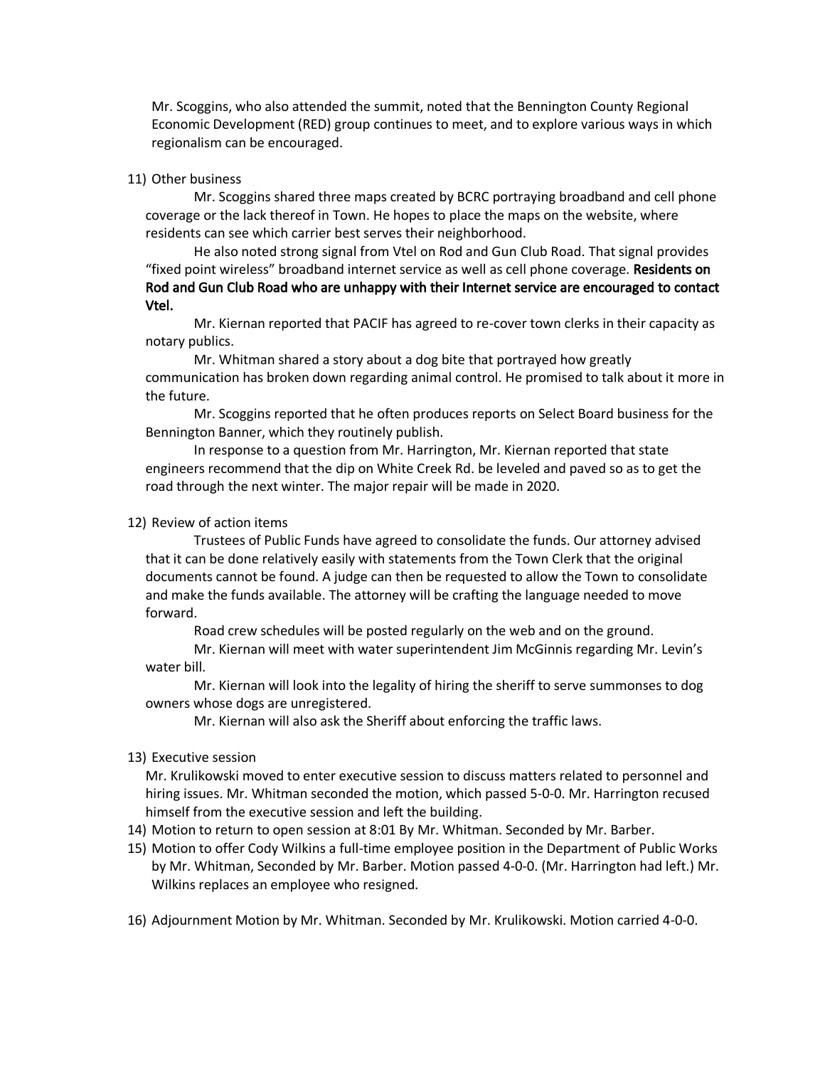Mr. Scoggins, who also attended the summit, noted that the Bennington County Regional Economic Development (RED) group continues to meet, and to explore various ways in which regionalism can be encouraged.

11) Other business

Mr. Scoggins shared three maps created by BCRC portraying broadband and cell phone coverage or the lack thereof in Town. He hopes to place the maps on the website, where residents can see which carrier best serves their neighborhood.

He also noted strong signal from Vtel on Rod and Gun Club Road. That signal provides "fixed point wireless" broadband internet service as well as cell phone coverage. **Residents on Rod and Gun Club Road who are unhappy with their Internet service are encouraged to contact Vtel.**

Mr. Kiernan reported that PACIF has agreed to re-cover town clerks in their capacity as notary publics.

Mr. Whitman shared a story about a dog bite that portrayed how greatly communication has broken down regarding animal control. He promised to talk about it more in the future.

Mr. Scoggins reported that he often produces reports on Select Board business for the Bennington Banner, which they routinely publish.

In response to a question from Mr. Harrington, Mr. Kiernan reported that state engineers recommend that the dip on White Creek Rd. be leveled and paved so as to get the road through the next winter. The major repair will be made in 2020.

12) Review of action items

Trustees of Public Funds have agreed to consolidate the funds. Our attorney advised that it can be done relatively easily with statements from the Town Clerk that the original documents cannot be found. A judge can then be requested to allow the Town to consolidate and make the funds available. The attorney will be crafting the language needed to move forward.

Road crew schedules will be posted regularly on the web and on the ground.

Mr. Kiernan will meet with water superintendent Jim McGinnis regarding Mr. Levin's water bill.

Mr. Kiernan will look into the legality of hiring the sheriff to serve summonses to dog owners whose dogs are unregistered.

Mr. Kiernan will also ask the Sheriff about enforcing the traffic laws.

13) Executive session

Mr. Krulikowski moved to enter executive session to discuss matters related to personnel and hiring issues. Mr. Whitman seconded the motion, which passed 5-0-0. Mr. Harrington recused himself from the executive session and left the building.

14) Motion to return to open session at 8:01 By Mr. Whitman. Seconded by Mr. Barber.

15) Motion to offer Cody Wilkins a full-time employee position in the Department of Public Works by Mr. Whitman, Seconded by Mr. Barber. Motion passed 4-0-0. (Mr. Harrington had left.) Mr. Wilkins replaces an employee who resigned.

16) Adjournment Motion by Mr. Whitman. Seconded by Mr. Krulikowski. Motion carried 4-0-0.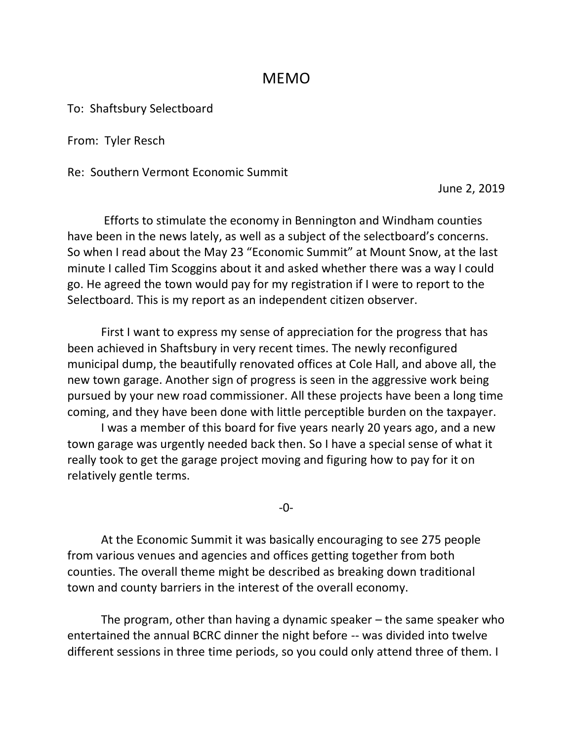# MEMO

To: Shaftsbury Selectboard

From: Tyler Resch

Re: Southern Vermont Economic Summit

June 2, 2019

Efforts to stimulate the economy in Bennington and Windham counties have been in the news lately, as well as a subject of the selectboard's concerns. So when I read about the May 23 "Economic Summit" at Mount Snow, at the last minute I called Tim Scoggins about it and asked whether there was a way I could go. He agreed the town would pay for my registration if I were to report to the Selectboard. This is my report as an independent citizen observer.

First I want to express my sense of appreciation for the progress that has been achieved in Shaftsbury in very recent times. The newly reconfigured municipal dump, the beautifully renovated offices at Cole Hall, and above all, the new town garage. Another sign of progress is seen in the aggressive work being pursued by your new road commissioner. All these projects have been a long time coming, and they have been done with little perceptible burden on the taxpayer.

I was a member of this board for five years nearly 20 years ago, and a new town garage was urgently needed back then. So I have a special sense of what it really took to get the garage project moving and figuring how to pay for it on relatively gentle terms.

-0-

At the Economic Summit it was basically encouraging to see 275 people from various venues and agencies and offices getting together from both counties. The overall theme might be described as breaking down traditional town and county barriers in the interest of the overall economy.

The program, other than having a dynamic speaker – the same speaker who entertained the annual BCRC dinner the night before -- was divided into twelve different sessions in three time periods, so you could only attend three of them. I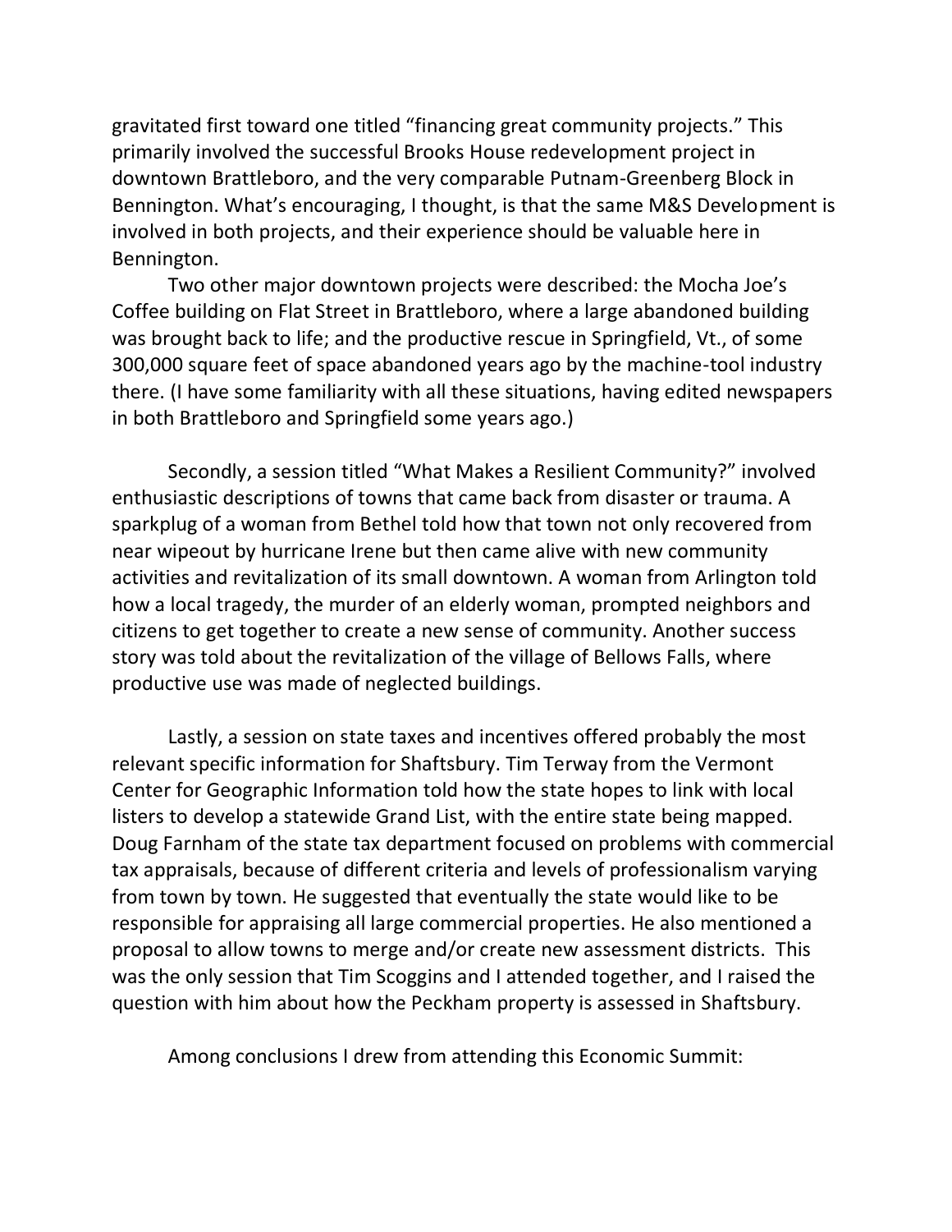gravitated first toward one titled "financing great community projects." This primarily involved the successful Brooks House redevelopment project in downtown Brattleboro, and the very comparable Putnam-Greenberg Block in Bennington. What's encouraging, I thought, is that the same M&S Development is involved in both projects, and their experience should be valuable here in Bennington.

Two other major downtown projects were described: the Mocha Joe's Coffee building on Flat Street in Brattleboro, where a large abandoned building was brought back to life; and the productive rescue in Springfield, Vt., of some 300,000 square feet of space abandoned years ago by the machine-tool industry there. (I have some familiarity with all these situations, having edited newspapers in both Brattleboro and Springfield some years ago.)

Secondly, a session titled "What Makes a Resilient Community?" involved enthusiastic descriptions of towns that came back from disaster or trauma. A sparkplug of a woman from Bethel told how that town not only recovered from near wipeout by hurricane Irene but then came alive with new community activities and revitalization of its small downtown. A woman from Arlington told how a local tragedy, the murder of an elderly woman, prompted neighbors and citizens to get together to create a new sense of community. Another success story was told about the revitalization of the village of Bellows Falls, where productive use was made of neglected buildings.

Lastly, a session on state taxes and incentives offered probably the most relevant specific information for Shaftsbury. Tim Terway from the Vermont Center for Geographic Information told how the state hopes to link with local listers to develop a statewide Grand List, with the entire state being mapped. Doug Farnham of the state tax department focused on problems with commercial tax appraisals, because of different criteria and levels of professionalism varying from town by town. He suggested that eventually the state would like to be responsible for appraising all large commercial properties. He also mentioned a proposal to allow towns to merge and/or create new assessment districts. This was the only session that Tim Scoggins and I attended together, and I raised the question with him about how the Peckham property is assessed in Shaftsbury.

Among conclusions I drew from attending this Economic Summit: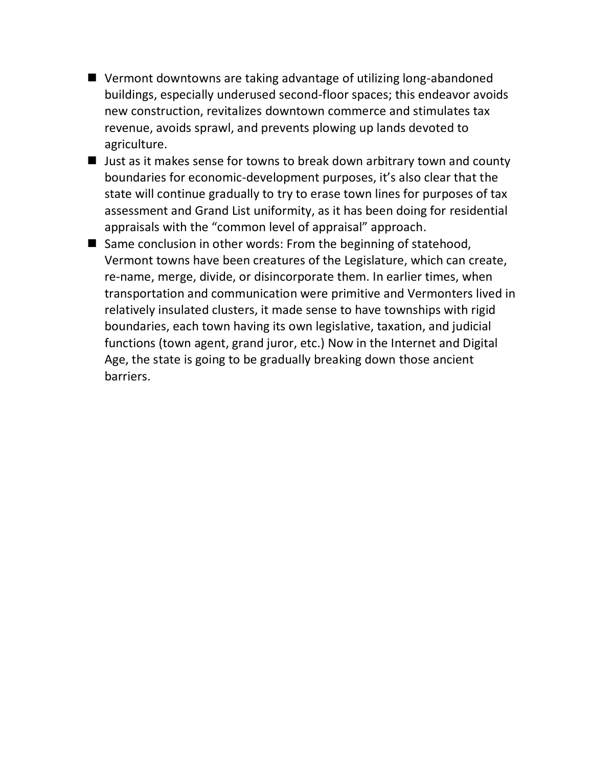- Vermont downtowns are taking advantage of utilizing long-abandoned buildings, especially underused second-floor spaces; this endeavor avoids new construction, revitalizes downtown commerce and stimulates tax revenue, avoids sprawl, and prevents plowing up lands devoted to agriculture.
- Just as it makes sense for towns to break down arbitrary town and county boundaries for economic-development purposes, it's also clear that the state will continue gradually to try to erase town lines for purposes of tax assessment and Grand List uniformity, as it has been doing for residential appraisals with the "common level of appraisal" approach.
- Same conclusion in other words: From the beginning of statehood, Vermont towns have been creatures of the Legislature, which can create, re-name, merge, divide, or disincorporate them. In earlier times, when transportation and communication were primitive and Vermonters lived in relatively insulated clusters, it made sense to have townships with rigid boundaries, each town having its own legislative, taxation, and judicial functions (town agent, grand juror, etc.) Now in the Internet and Digital Age, the state is going to be gradually breaking down those ancient barriers.